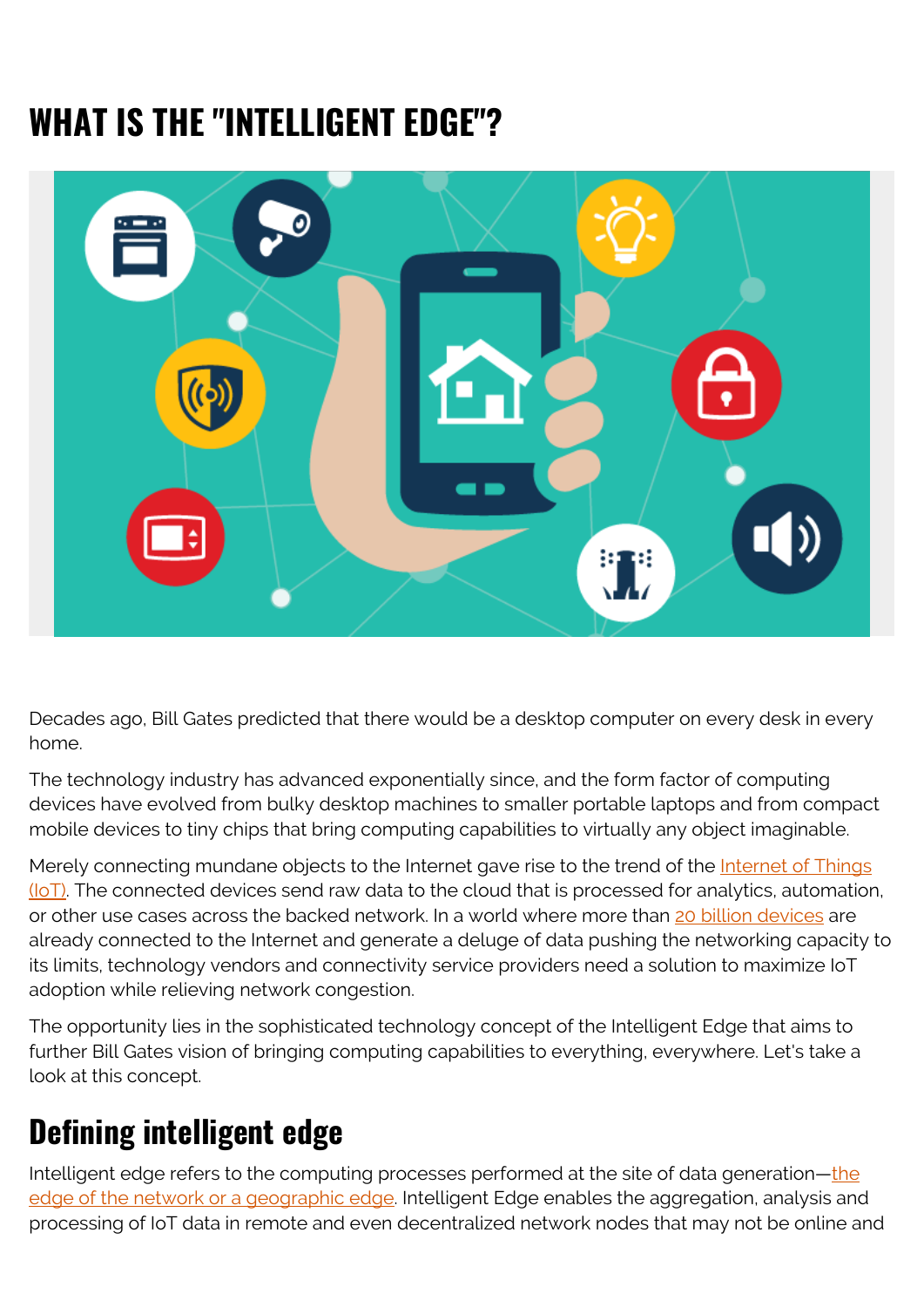# WHAT IS THE "INTELLIGENT EDGE"?

Decades ago, Bill Gates predicted that there would be a desktop computer on every desk in every home.

The technology industry has advanced exponentially since, and the form factor of computing devices have evolved from bulky desktop machines to smaller portable laptops and from compact mobile devices to tiny chips that bring computing capabilities to virtually any object imaginable.

Merely connecting mundane objects to the Internet gave rise to the trend of the Internet of Things (IoT). The connected devices send raw data to the cloud that is processed for analytics, automation, or other use cases across the backed network. In a world where more than 20 billion devices are already connected to the Internet and generate a deluge of data pushing the networking capacity to its limits, technology vendors and connectivity service providers need a solution to maximize IoT adoption while relieving network congestion.

The opportunity lies in the sophisticated technology concept of the Intelligent Edge that aims to further Bill Gates vision of bringing computing capabilities to everything, everywhere. Let's take a look at this concept.

## Defining intelligent edge

Intelligent edge refers to the computing processes performed at the site of data generation—the edge of the network or a geographic edge. Intelligent Edge enables the aggregation, analysis and processing of IoT data in remote and even decentralized network nodes that may not be online and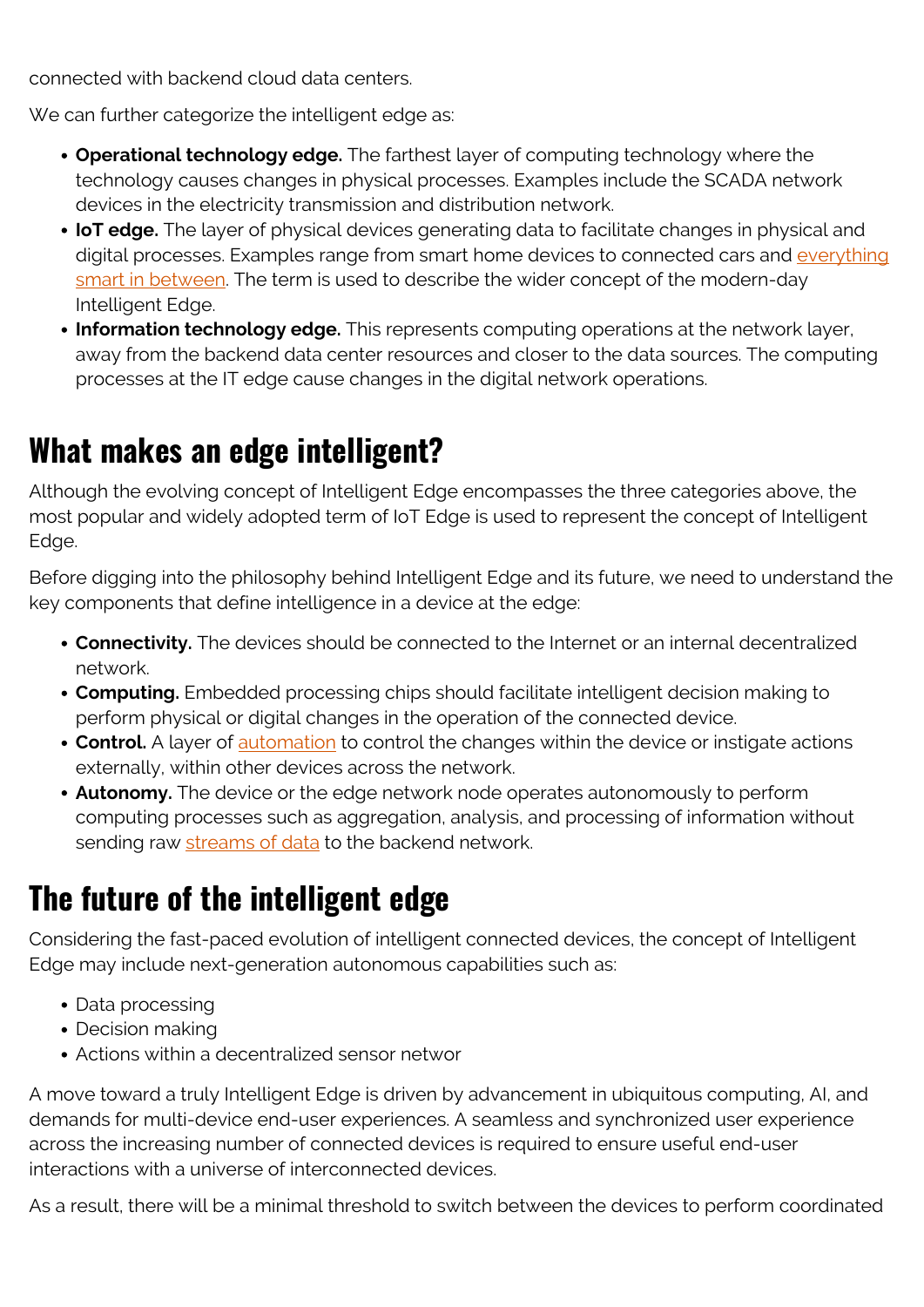connected with backend cloud data centers.

We can further categorize the intelligent edge as:

- **Operational technology edge.** The farthest layer of computing technology where the technology causes changes in physical processes. Examples include the SCADA network devices in the electricity transmission and distribution network.
- **IoT edge.** The layer of physical devices generating data to facilitate changes in physical and digital processes. Examples range from smart home devices to connected cars and everything smart in between. The term is used to describe the wider concept of the modern-day Intelligent Edge.
- **Information technology edge.** This represents computing operations at the network layer, away from the backend data center resources and closer to the data sources. The computing processes at the IT edge cause changes in the digital network operations.

## What makes an edge intelligent?

Although the evolving concept of Intelligent Edge encompasses the three categories above, the most popular and widely adopted term of IoT Edge is used to represent the concept of Intelligent Edge.

Before digging into the philosophy behind Intelligent Edge and its future, we need to understand the key components that define intelligence in a device at the edge:

- **Connectivity.** The devices should be connected to the Internet or an internal decentralized network.
- **Computing.** Embedded processing chips should facilitate intelligent decision making to perform physical or digital changes in the operation of the connected device.
- **Control.** A layer of automation to control the changes within the device or instigate actions externally, within other devices across the network.
- **Autonomy.** The device or the edge network node operates autonomously to perform computing processes such as aggregation, analysis, and processing of information without sending raw streams of data to the backend network.

## The future of the intelligent edge

Considering the fast-paced evolution of intelligent connected devices, the concept of Intelligent Edge may include next-generation autonomous capabilities such as:

- Data processing
- Decision making
- Actions within a decentralized sensor networ

A move toward a truly Intelligent Edge is driven by advancement in ubiquitous computing, AI, and demands for multi-device end-user experiences. A seamless and synchronized user experience across the increasing number of connected devices is required to ensure useful end-user interactions with a universe of interconnected devices.

As a result, there will be a minimal threshold to switch between the devices to perform coordinated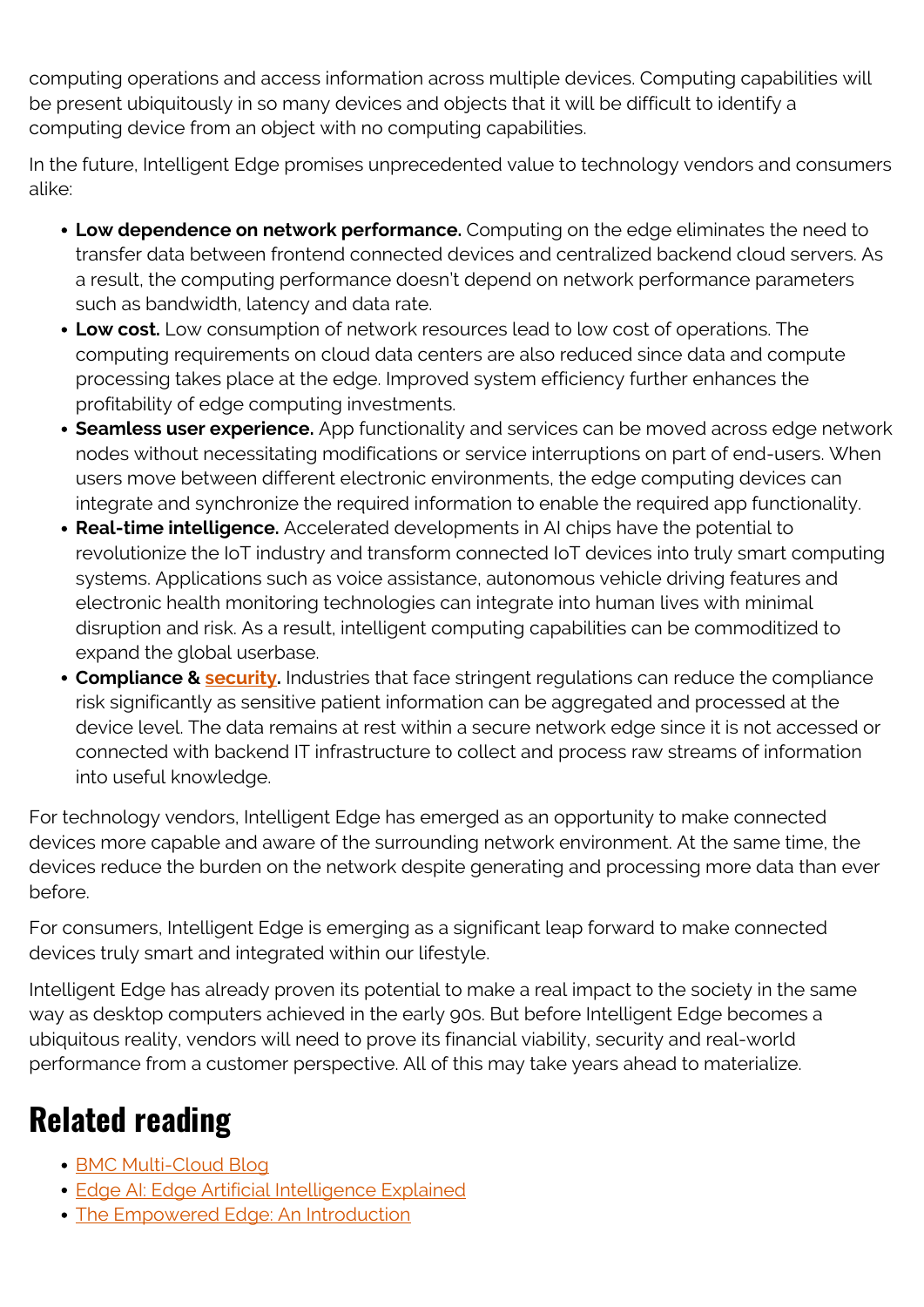computing operations and access information across multiple devices. Computing capabilities will be present ubiquitously in so many devices and objects that it will be difficult to identify a computing device from an object with no computing capabilities.

In the future, Intelligent Edge promises unprecedented value to technology vendors and consumers alike:

- **Low dependence on network performance.** Computing on the edge eliminates the need to transfer data between frontend connected devices and centralized backend cloud servers. As a result, the computing performance doesn't depend on network performance parameters such as bandwidth, latency and data rate.
- **Low cost.** Low consumption of network resources lead to low cost of operations. The computing requirements on cloud data centers are also reduced since data and compute processing takes place at the edge. Improved system efficiency further enhances the profitability of edge computing investments.
- **Seamless user experience.** App functionality and services can be moved across edge network nodes without necessitating modifications or service interruptions on part of end-users. When users move between different electronic environments, the edge computing devices can integrate and synchronize the required information to enable the required app functionality.
- **Real-time intelligence.** Accelerated developments in AI chips have the potential to revolutionize the IoT industry and transform connected IoT devices into truly smart computing systems. Applications such as voice assistance, autonomous vehicle driving features and electronic health monitoring technologies can integrate into human lives with minimal disruption and risk. As a result, intelligent computing capabilities can be commoditized to expand the global userbase.
- **Compliance & security.** Industries that face stringent regulations can reduce the compliance risk significantly as sensitive patient information can be aggregated and processed at the device level. The data remains at rest within a secure network edge since it is not accessed or connected with backend IT infrastructure to collect and process raw streams of information into useful knowledge.

For technology vendors, Intelligent Edge has emerged as an opportunity to make connected devices more capable and aware of the surrounding network environment. At the same time, the devices reduce the burden on the network despite generating and processing more data than ever before.

For consumers, Intelligent Edge is emerging as a significant leap forward to make connected devices truly smart and integrated within our lifestyle.

Intelligent Edge has already proven its potential to make a real impact to the society in the same way as desktop computers achieved in the early 90s. But before Intelligent Edge becomes a ubiquitous reality, vendors will need to prove its financial viability, security and real-world performance from a customer perspective. All of this may take years ahead to materialize.

## Related reading

- BMC Multi-Cloud Blog
- Edge AI: Edge Artificial Intelligence Explained
- The Empowered Edge: An Introduction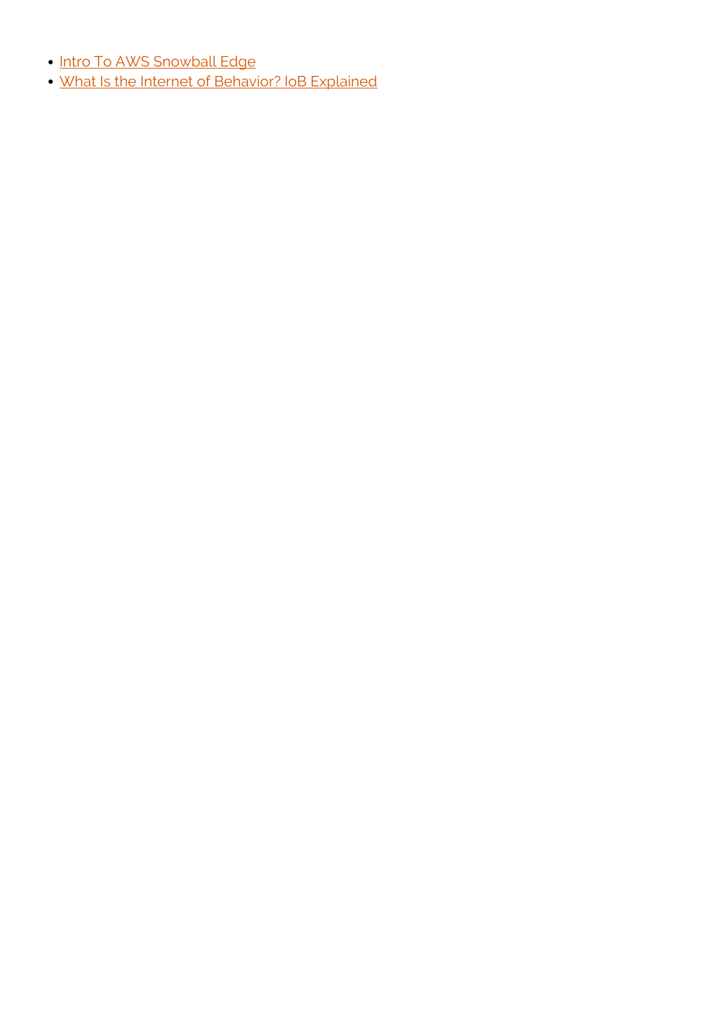- Intro To AWS Snowball Edge
- What Is the Internet of Behavior? IoB Explained